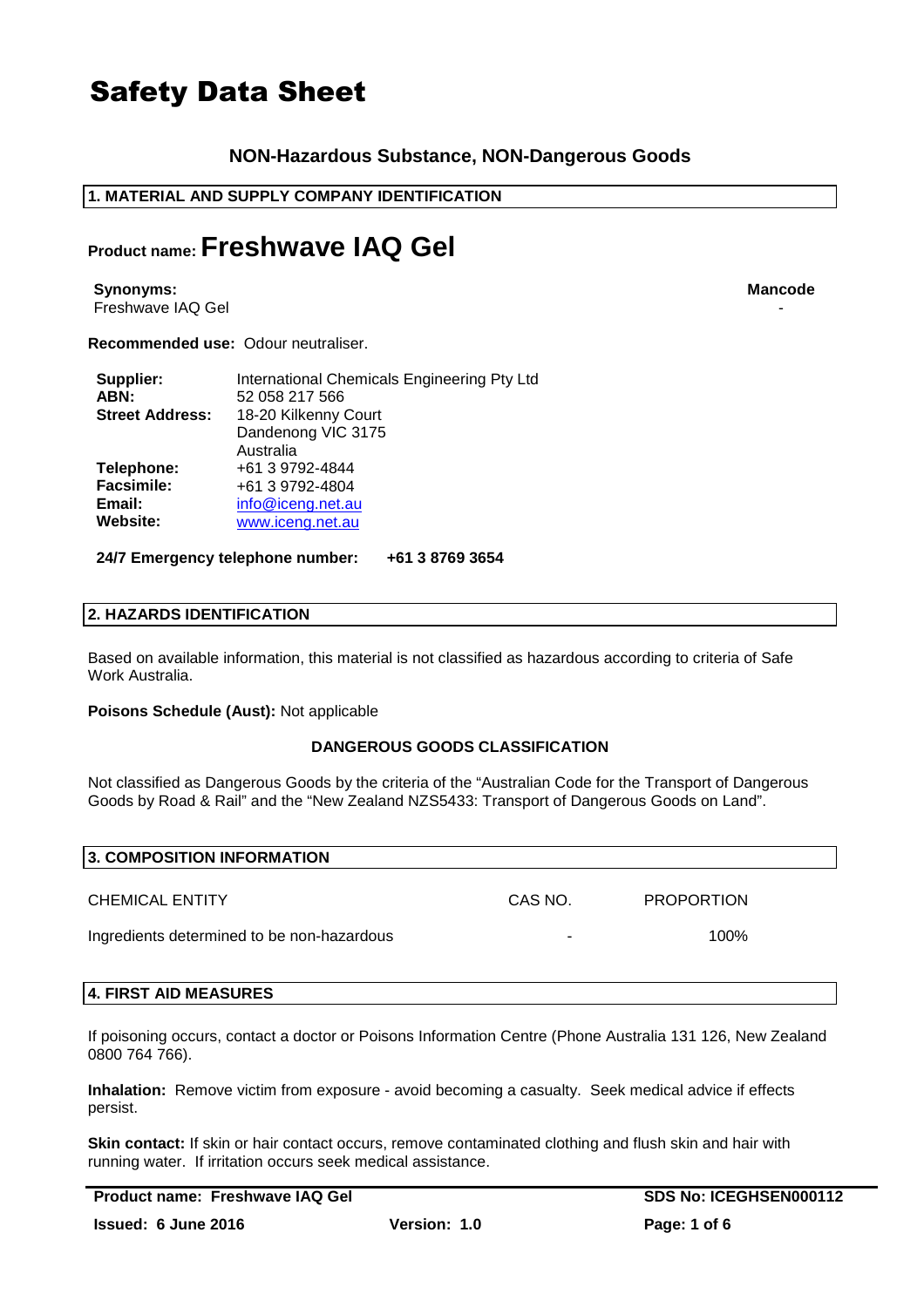# Safety Data Sheet

### NON-Hazardous Substance, NON-Dangerous Goods

## 1. MATERIAL AND SUPPLY COMPANY IDENTIFICATION

# Product name: Freshwave IAQ Gel

| **Synonyms:** | **Mancode** |
|---|---|
| Freshwave IAQ Gel | - |

**Recommended use:** Odour neutraliser.

| | |
|---|---|
| **Supplier:** | International Chemicals Engineering Pty Ltd |
| **ABN:** | 52 058 217 566 |
| **Street Address:** | 18-20 Kilkenny Court<br>Dandenong VIC 3175<br>Australia |
| **Telephone:** | +61 3 9792-4844 |
| **Facsimile:** | +61 3 9792-4804 |
| **Email:** | info@iceng.net.au |
| **Website:** | www.iceng.net.au |

**24/7 Emergency telephone number: +61 3 8769 3654**

## 2. HAZARDS IDENTIFICATION

Based on available information, this material is not classified as hazardous according to criteria of Safe Work Australia.

**Poisons Schedule (Aust):** Not applicable

**DANGEROUS GOODS CLASSIFICATION**

Not classified as Dangerous Goods by the criteria of the "Australian Code for the Transport of Dangerous Goods by Road & Rail" and the "New Zealand NZS5433: Transport of Dangerous Goods on Land".

## 3. COMPOSITION INFORMATION

| CHEMICAL ENTITY | CAS NO. | PROPORTION |
|---|---|---|
| Ingredients determined to be non-hazardous | - | 100% |

## 4. FIRST AID MEASURES

If poisoning occurs, contact a doctor or Poisons Information Centre (Phone Australia 131 126, New Zealand 0800 764 766).

**Inhalation:** Remove victim from exposure - avoid becoming a casualty. Seek medical advice if effects persist.

**Skin contact:** If skin or hair contact occurs, remove contaminated clothing and flush skin and hair with running water. If irritation occurs seek medical assistance.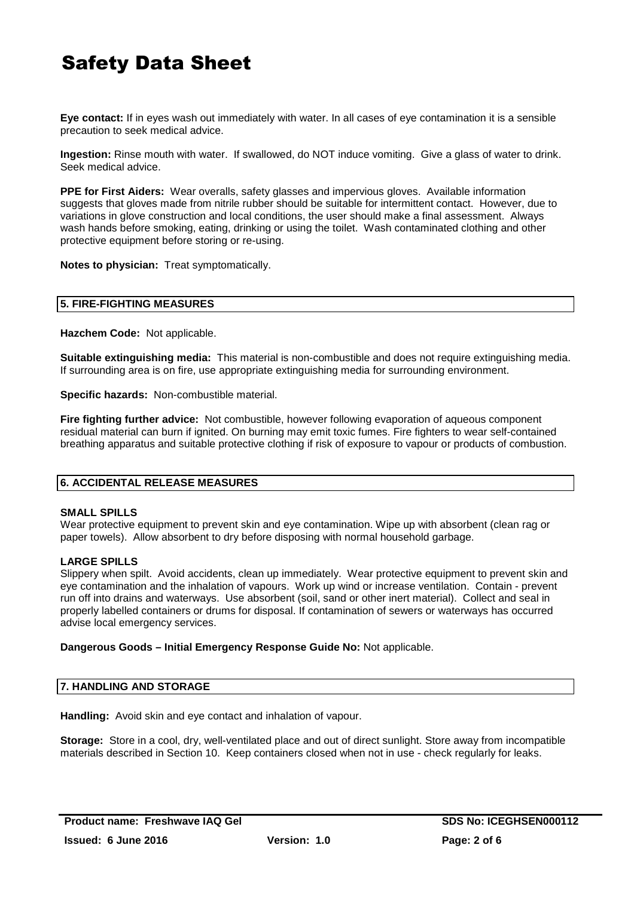**Eye contact:** If in eyes wash out immediately with water. In all cases of eye contamination it is a sensible precaution to seek medical advice.

**Ingestion:** Rinse mouth with water. If swallowed, do NOT induce vomiting. Give a glass of water to drink. Seek medical advice.

**PPE for First Aiders:** Wear overalls, safety glasses and impervious gloves. Available information suggests that gloves made from nitrile rubber should be suitable for intermittent contact. However, due to variations in glove construction and local conditions, the user should make a final assessment. Always wash hands before smoking, eating, drinking or using the toilet. Wash contaminated clothing and other protective equipment before storing or re-using.

**Notes to physician:** Treat symptomatically.

## 5. FIRE-FIGHTING MEASURES

**Hazchem Code:** Not applicable.

**Suitable extinguishing media:** This material is non-combustible and does not require extinguishing media. If surrounding area is on fire, use appropriate extinguishing media for surrounding environment.

**Specific hazards:** Non-combustible material.

**Fire fighting further advice:** Not combustible, however following evaporation of aqueous component residual material can burn if ignited. On burning may emit toxic fumes. Fire fighters to wear self-contained breathing apparatus and suitable protective clothing if risk of exposure to vapour or products of combustion.

## 6. ACCIDENTAL RELEASE MEASURES

**SMALL SPILLS**
Wear protective equipment to prevent skin and eye contamination. Wipe up with absorbent (clean rag or paper towels). Allow absorbent to dry before disposing with normal household garbage.

**LARGE SPILLS**
Slippery when spilt. Avoid accidents, clean up immediately. Wear protective equipment to prevent skin and eye contamination and the inhalation of vapours. Work up wind or increase ventilation. Contain - prevent run off into drains and waterways. Use absorbent (soil, sand or other inert material). Collect and seal in properly labelled containers or drums for disposal. If contamination of sewers or waterways has occurred advise local emergency services.

**Dangerous Goods – Initial Emergency Response Guide No:** Not applicable.

## 7. HANDLING AND STORAGE

**Handling:** Avoid skin and eye contact and inhalation of vapour.

**Storage:** Store in a cool, dry, well-ventilated place and out of direct sunlight. Store away from incompatible materials described in Section 10. Keep containers closed when not in use - check regularly for leaks.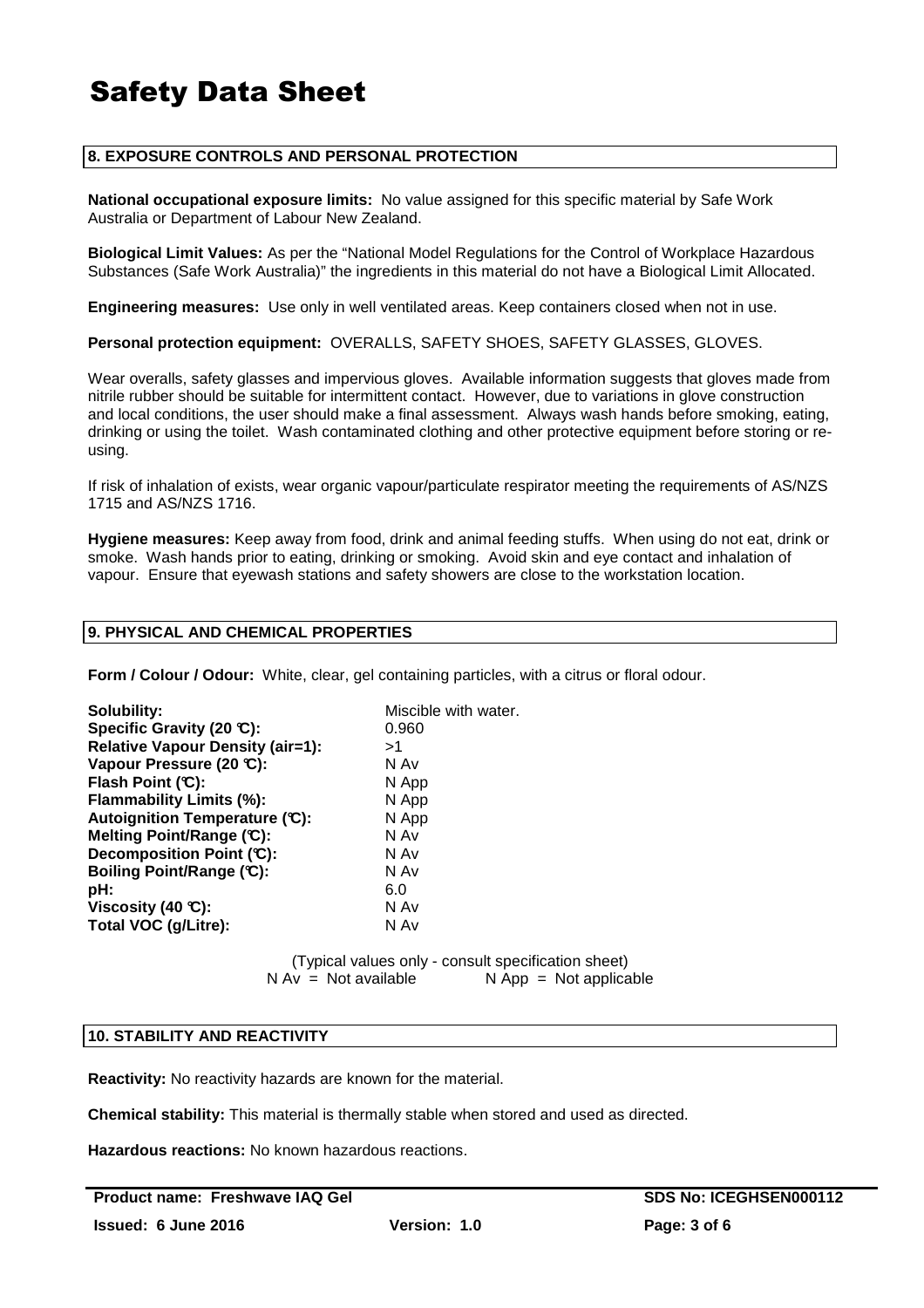# Safety Data Sheet

## 8. EXPOSURE CONTROLS AND PERSONAL PROTECTION

**National occupational exposure limits:** No value assigned for this specific material by Safe Work Australia or Department of Labour New Zealand.

**Biological Limit Values:** As per the "National Model Regulations for the Control of Workplace Hazardous Substances (Safe Work Australia)" the ingredients in this material do not have a Biological Limit Allocated.

**Engineering measures:** Use only in well ventilated areas. Keep containers closed when not in use.

**Personal protection equipment:** OVERALLS, SAFETY SHOES, SAFETY GLASSES, GLOVES.

Wear overalls, safety glasses and impervious gloves. Available information suggests that gloves made from nitrile rubber should be suitable for intermittent contact. However, due to variations in glove construction and local conditions, the user should make a final assessment. Always wash hands before smoking, eating, drinking or using the toilet. Wash contaminated clothing and other protective equipment before storing or re-using.

If risk of inhalation of exists, wear organic vapour/particulate respirator meeting the requirements of AS/NZS 1715 and AS/NZS 1716.

**Hygiene measures:** Keep away from food, drink and animal feeding stuffs. When using do not eat, drink or smoke. Wash hands prior to eating, drinking or smoking. Avoid skin and eye contact and inhalation of vapour. Ensure that eyewash stations and safety showers are close to the workstation location.

## 9. PHYSICAL AND CHEMICAL PROPERTIES

**Form / Colour / Odour:** White, clear, gel containing particles, with a citrus or floral odour.

| Property | Value |
|---|---|
| **Solubility:** | Miscible with water. |
| **Specific Gravity (20 °C):** | 0.960 |
| **Relative Vapour Density (air=1):** | >1 |
| **Vapour Pressure (20 °C):** | N Av |
| **Flash Point (°C):** | N App |
| **Flammability Limits (%):** | N App |
| **Autoignition Temperature (°C):** | N App |
| **Melting Point/Range (°C):** | N Av |
| **Decomposition Point (°C):** | N Av |
| **Boiling Point/Range (°C):** | N Av |
| **pH:** | 6.0 |
| **Viscosity (40 °C):** | N Av |
| **Total VOC (g/Litre):** | N Av |

(Typical values only - consult specification sheet)
N Av = Not available N App = Not applicable

## 10. STABILITY AND REACTIVITY

**Reactivity:** No reactivity hazards are known for the material.

**Chemical stability:** This material is thermally stable when stored and used as directed.

**Hazardous reactions:** No known hazardous reactions.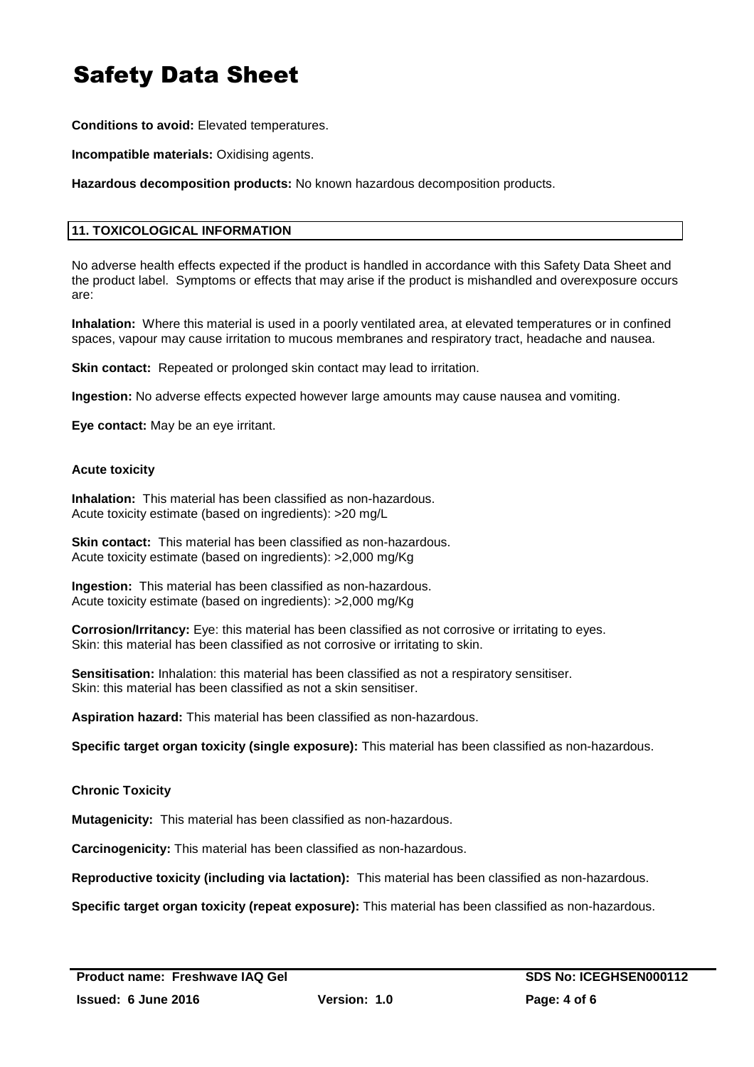**Conditions to avoid:** Elevated temperatures.

**Incompatible materials:** Oxidising agents.

**Hazardous decomposition products:** No known hazardous decomposition products.

## 11. TOXICOLOGICAL INFORMATION

No adverse health effects expected if the product is handled in accordance with this Safety Data Sheet and the product label. Symptoms or effects that may arise if the product is mishandled and overexposure occurs are:

**Inhalation:** Where this material is used in a poorly ventilated area, at elevated temperatures or in confined spaces, vapour may cause irritation to mucous membranes and respiratory tract, headache and nausea.

**Skin contact:** Repeated or prolonged skin contact may lead to irritation.

**Ingestion:** No adverse effects expected however large amounts may cause nausea and vomiting.

**Eye contact:** May be an eye irritant.

### Acute toxicity

**Inhalation:** This material has been classified as non-hazardous.
Acute toxicity estimate (based on ingredients): >20 mg/L

**Skin contact:** This material has been classified as non-hazardous.
Acute toxicity estimate (based on ingredients): >2,000 mg/Kg

**Ingestion:** This material has been classified as non-hazardous.
Acute toxicity estimate (based on ingredients): >2,000 mg/Kg

**Corrosion/Irritancy:** Eye: this material has been classified as not corrosive or irritating to eyes.
Skin: this material has been classified as not corrosive or irritating to skin.

**Sensitisation:** Inhalation: this material has been classified as not a respiratory sensitiser.
Skin: this material has been classified as not a skin sensitiser.

**Aspiration hazard:** This material has been classified as non-hazardous.

**Specific target organ toxicity (single exposure):** This material has been classified as non-hazardous.

### Chronic Toxicity

**Mutagenicity:** This material has been classified as non-hazardous.

**Carcinogenicity:** This material has been classified as non-hazardous.

**Reproductive toxicity (including via lactation):** This material has been classified as non-hazardous.

**Specific target organ toxicity (repeat exposure):** This material has been classified as non-hazardous.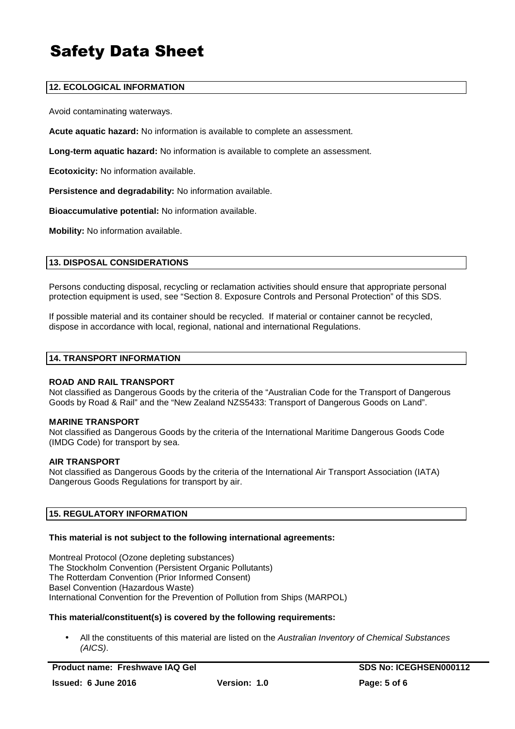## 12. ECOLOGICAL INFORMATION

Avoid contaminating waterways.

**Acute aquatic hazard:** No information is available to complete an assessment.

**Long-term aquatic hazard:** No information is available to complete an assessment.

**Ecotoxicity:** No information available.

**Persistence and degradability:** No information available.

**Bioaccumulative potential:** No information available.

**Mobility:** No information available.

## 13. DISPOSAL CONSIDERATIONS

Persons conducting disposal, recycling or reclamation activities should ensure that appropriate personal protection equipment is used, see "Section 8. Exposure Controls and Personal Protection" of this SDS.

If possible material and its container should be recycled. If material or container cannot be recycled, dispose in accordance with local, regional, national and international Regulations.

## 14. TRANSPORT INFORMATION

**ROAD AND RAIL TRANSPORT**
Not classified as Dangerous Goods by the criteria of the "Australian Code for the Transport of Dangerous Goods by Road & Rail" and the "New Zealand NZS5433: Transport of Dangerous Goods on Land".

**MARINE TRANSPORT**
Not classified as Dangerous Goods by the criteria of the International Maritime Dangerous Goods Code (IMDG Code) for transport by sea.

**AIR TRANSPORT**
Not classified as Dangerous Goods by the criteria of the International Air Transport Association (IATA) Dangerous Goods Regulations for transport by air.

## 15. REGULATORY INFORMATION

**This material is not subject to the following international agreements:**

Montreal Protocol (Ozone depleting substances)
The Stockholm Convention (Persistent Organic Pollutants)
The Rotterdam Convention (Prior Informed Consent)
Basel Convention (Hazardous Waste)
International Convention for the Prevention of Pollution from Ships (MARPOL)

**This material/constituent(s) is covered by the following requirements:**

- All the constituents of this material are listed on the *Australian Inventory of Chemical Substances (AICS)*.

**Product name: Freshwave IAQ Gel** | **SDS No: ICEGHSEN000112**
**Issued: 6 June 2016** | **Version: 1.0**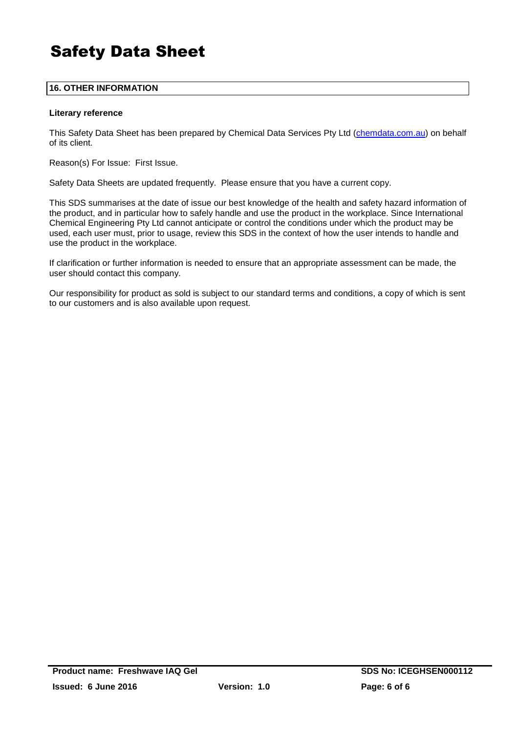## 16. OTHER INFORMATION

**Literary reference**

This Safety Data Sheet has been prepared by Chemical Data Services Pty Ltd (chemdata.com.au) on behalf of its client.

Reason(s) For Issue: First Issue.

Safety Data Sheets are updated frequently. Please ensure that you have a current copy.

This SDS summarises at the date of issue our best knowledge of the health and safety hazard information of the product, and in particular how to safely handle and use the product in the workplace. Since International Chemical Engineering Pty Ltd cannot anticipate or control the conditions under which the product may be used, each user must, prior to usage, review this SDS in the context of how the user intends to handle and use the product in the workplace.

If clarification or further information is needed to ensure that an appropriate assessment can be made, the user should contact this company.

Our responsibility for product as sold is subject to our standard terms and conditions, a copy of which is sent to our customers and is also available upon request.